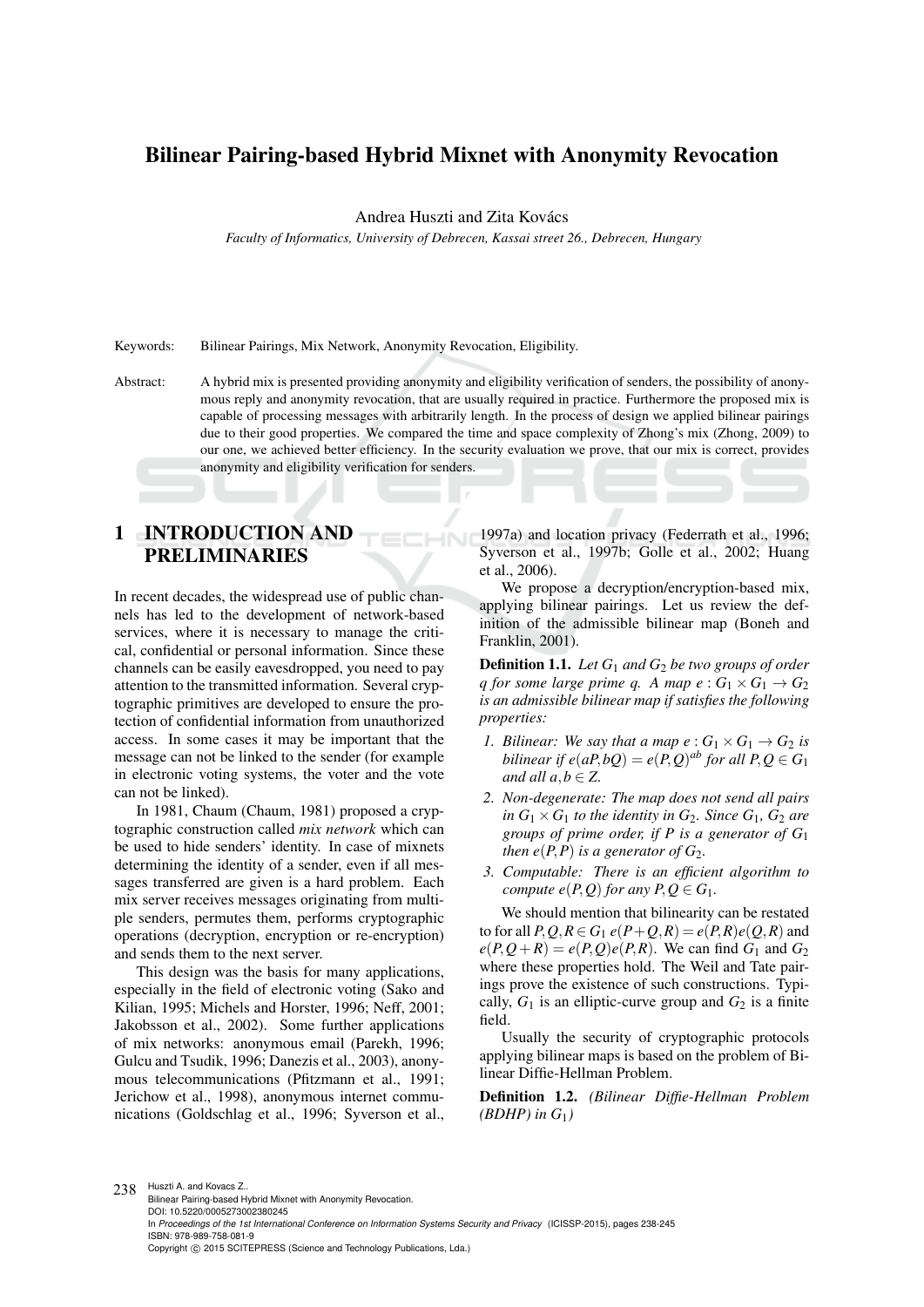# Bilinear Pairing-based Hybrid Mixnet with Anonymity Revocation

Andrea Huszti and Zita Kovács

*Faculty of Informatics, University of Debrecen, Kassai street 26., Debrecen, Hungary*

Keywords: Bilinear Pairings, Mix Network, Anonymity Revocation, Eligibility.

Abstract: A hybrid mix is presented providing anonymity and eligibility verification of senders, the possibility of anonymous reply and anonymity revocation, that are usually required in practice. Furthermore the proposed mix is capable of processing messages with arbitrarily length. In the process of design we applied bilinear pairings due to their good properties. We compared the time and space complexity of Zhong's mix (Zhong, 2009) to our one, we achieved better efficiency. In the security evaluation we prove, that our mix is correct, provides anonymity and eligibility verification for senders.

## 1 INTRODUCTION AND PRELIMINARIES

In recent decades, the widespread use of public channels has led to the development of network-based services, where it is necessary to manage the critical, confidential or personal information. Since these channels can be easily eavesdropped, you need to pay attention to the transmitted information. Several cryptographic primitives are developed to ensure the protection of confidential information from unauthorized access. In some cases it may be important that the message can not be linked to the sender (for example in electronic voting systems, the voter and the vote can not be linked).

In 1981, Chaum (Chaum, 1981) proposed a cryptographic construction called *mix network* which can be used to hide senders' identity. In case of mixnets determining the identity of a sender, even if all messages transferred are given is a hard problem. Each mix server receives messages originating from multiple senders, permutes them, performs cryptographic operations (decryption, encryption or re-encryption) and sends them to the next server.

This design was the basis for many applications, especially in the field of electronic voting (Sako and Kilian, 1995; Michels and Horster, 1996; Neff, 2001; Jakobsson et al., 2002). Some further applications of mix networks: anonymous email (Parekh, 1996; Gulcu and Tsudik, 1996; Danezis et al., 2003), anonymous telecommunications (Pfitzmann et al., 1991; Jerichow et al., 1998), anonymous internet communications (Goldschlag et al., 1996; Syverson et al., 1997a) and location privacy (Federrath et al., 1996; Syverson et al., 1997b; Golle et al., 2002; Huang et al., 2006).

We propose a decryption/encryption-based mix, applying bilinear pairings. Let us review the definition of the admissible bilinear map (Boneh and Franklin, 2001).

**Definition 1.1.** *Let $G_1$ and $G_2$ be two groups of order $q$ for some large prime $q$. A map $e: G_1 \times G_1 \rightarrow G_2$ is an admissible bilinear map if satisfies the following properties:*

1. *Bilinear: We say that a map $e: G_1 \times G_1 \rightarrow G_2$ is bilinear if $e(aP, bQ) = e(P,Q)^{ab}$ for all $P,Q \in G_1$ and all $a,b \in Z$.*
2. *Non-degenerate: The map does not send all pairs in $G_1 \times G_1$ to the identity in $G_2$. Since $G_1$, $G_2$ are groups of prime order, if $P$ is a generator of $G_1$ then $e(P,P)$ is a generator of $G_2$.*
3. *Computable: There is an efficient algorithm to compute $e(P,Q)$ for any $P,Q \in G_1$.*

We should mention that bilinearity can be restated to for all $P,Q,R \in G_1$ $e(P+Q,R) = e(P,R)e(Q,R)$ and $e(P,Q+R) = e(P,Q)e(P,R)$. We can find $G_1$ and $G_2$ where these properties hold. The Weil and Tate pairings prove the existence of such constructions. Typically, $G_1$ is an elliptic-curve group and $G_2$ is a finite field.

Usually the security of cryptographic protocols applying bilinear maps is based on the problem of Bilinear Diffie-Hellman Problem.

**Definition 1.2.** *(Bilinear Diffie-Hellman Problem (BDHP) in $G_1$)*

Huszti A. and Kovacs Z..
Bilinear Pairing-based Hybrid Mixnet with Anonymity Revocation.
DOI: 10.5220/0005273002380245
In *Proceedings of the 1st International Conference on Information Systems Security and Privacy* (ICISSP-2015), pages 238-245
ISBN: 978-989-758-081-9
Copyright © 2015 SCITEPRESS (Science and Technology Publications, Lda.)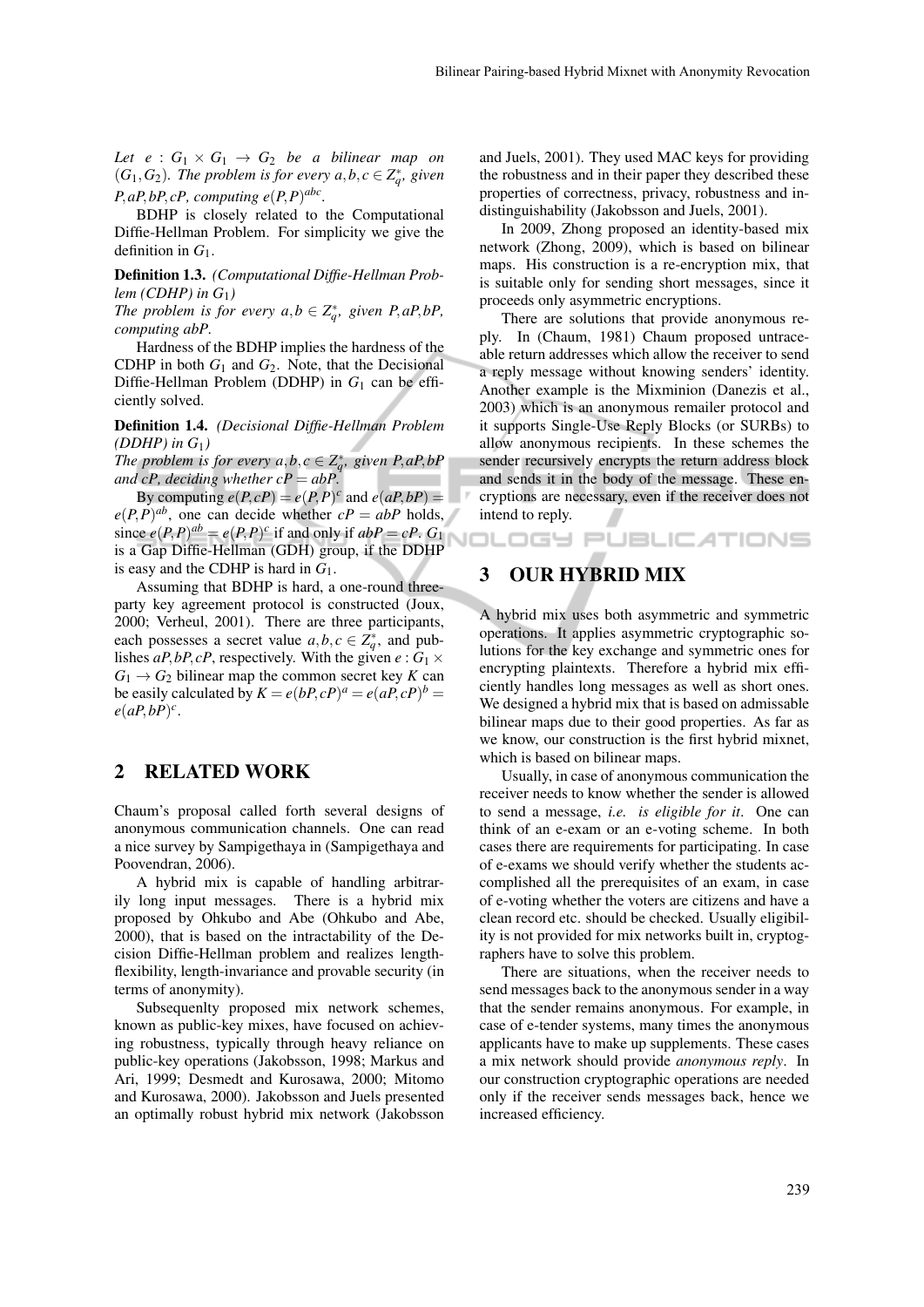*Let $e : G_1 \times G_1 \rightarrow G_2$ be a bilinear map on $(G_1, G_2)$. The problem is for every $a,b,c \in Z_q^*$, given $P, aP, bP, cP$, computing $e(P,P)^{abc}$.*

BDHP is closely related to the Computational Diffie-Hellman Problem. For simplicity we give the definition in $G_1$.

**Definition 1.3.** *(Computational Diffie-Hellman Problem (CDHP) in $G_1$)*
*The problem is for every $a,b \in Z_q^*$, given $P, aP, bP$, computing $abP$.*

Hardness of the BDHP implies the hardness of the CDHP in both $G_1$ and $G_2$. Note, that the Decisional Diffie-Hellman Problem (DDHP) in $G_1$ can be efficiently solved.

**Definition 1.4.** *(Decisional Diffie-Hellman Problem (DDHP) in $G_1$)*
*The problem is for every $a,b,c \in Z_q^*$, given $P, aP, bP$ and $cP$, deciding whether $cP = abP$.*

By computing $e(P,cP) = e(P,P)^c$ and $e(aP,bP) = e(P,P)^{ab}$, one can decide whether $cP = abP$ holds, since $e(P,P)^{ab} = e(P,P)^c$ if and only if $abP = cP$. $G_1$ is a Gap Diffie-Hellman (GDH) group, if the DDHP is easy and the CDHP is hard in $G_1$.

Assuming that BDHP is hard, a one-round three-party key agreement protocol is constructed (Joux, 2000; Verheul, 2001). There are three participants, each possesses a secret value $a,b,c \in Z_q^*$, and publishes $aP, bP, cP$, respectively. With the given $e : G_1 \times G_1 \rightarrow G_2$ bilinear map the common secret key $K$ can be easily calculated by $K = e(bP,cP)^a = e(aP,cP)^b = e(aP,bP)^c$.

## 2 RELATED WORK

Chaum's proposal called forth several designs of anonymous communication channels. One can read a nice survey by Sampigethaya in (Sampigethaya and Poovendran, 2006).

A hybrid mix is capable of handling arbitrarily long input messages. There is a hybrid mix proposed by Ohkubo and Abe (Ohkubo and Abe, 2000), that is based on the intractability of the Decision Diffie-Hellman problem and realizes length-flexibility, length-invariance and provable security (in terms of anonymity).

Subsequenlty proposed mix network schemes, known as public-key mixes, have focused on achieving robustness, typically through heavy reliance on public-key operations (Jakobsson, 1998; Markus and Ari, 1999; Desmedt and Kurosawa, 2000; Mitomo and Kurosawa, 2000). Jakobsson and Juels presented an optimally robust hybrid mix network (Jakobsson and Juels, 2001). They used MAC keys for providing the robustness and in their paper they described these properties of correctness, privacy, robustness and indistinguishability (Jakobsson and Juels, 2001).

In 2009, Zhong proposed an identity-based mix network (Zhong, 2009), which is based on bilinear maps. His construction is a re-encryption mix, that is suitable only for sending short messages, since it proceeds only asymmetric encryptions.

There are solutions that provide anonymous reply. In (Chaum, 1981) Chaum proposed untraceable return addresses which allow the receiver to send a reply message without knowing senders' identity. Another example is the Mixminion (Danezis et al., 2003) which is an anonymous remailer protocol and it supports Single-Use Reply Blocks (or SURBs) to allow anonymous recipients. In these schemes the sender recursively encrypts the return address block and sends it in the body of the message. These encryptions are necessary, even if the receiver does not intend to reply.

## 3 OUR HYBRID MIX

A hybrid mix uses both asymmetric and symmetric operations. It applies asymmetric cryptographic solutions for the key exchange and symmetric ones for encrypting plaintexts. Therefore a hybrid mix efficiently handles long messages as well as short ones. We designed a hybrid mix that is based on admissable bilinear maps due to their good properties. As far as we know, our construction is the first hybrid mixnet, which is based on bilinear maps.

Usually, in case of anonymous communication the receiver needs to know whether the sender is allowed to send a message, *i.e. is eligible for it*. One can think of an e-exam or an e-voting scheme. In both cases there are requirements for participating. In case of e-exams we should verify whether the students accomplished all the prerequisites of an exam, in case of e-voting whether the voters are citizens and have a clean record etc. should be checked. Usually eligibility is not provided for mix networks built in, cryptographers have to solve this problem.

There are situations, when the receiver needs to send messages back to the anonymous sender in a way that the sender remains anonymous. For example, in case of e-tender systems, many times the anonymous applicants have to make up supplements. These cases a mix network should provide *anonymous reply*. In our construction cryptographic operations are needed only if the receiver sends messages back, hence we increased efficiency.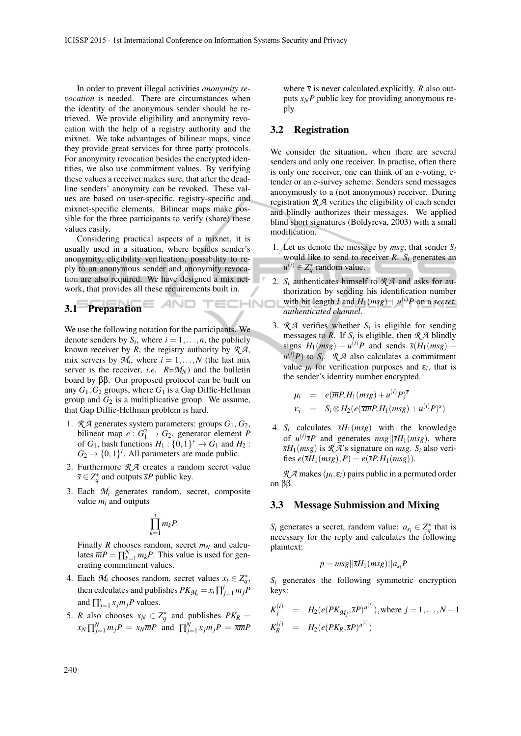In order to prevent illegal activities *anonymity revocation* is needed. There are circumstances when the identity of the anonymous sender should be retrieved. We provide eligibility and anonymity revocation with the help of a registry authority and the mixnet. We take advantages of bilinear maps, since they provide great services for three party protocols. For anonymity revocation besides the encrypted identities, we also use commitment values. By verifying these values a receiver makes sure, that after the deadline senders' anonymity can be revoked. These values are based on user-specific, registry-specific and mixnet-specific elements. Bilinear maps make possible for the three participants to verify (share) these values easily.

Considering practical aspects of a mixnet, it is usually used in a situation, where besides sender's anonymity, eligibility verification, possibility to reply to an anonymous sender and anonymity revocation are also required. We have designed a mix network, that provides all these requirements built in.

## 3.1 Preparation

We use the following notation for the participants. We denote senders by $S_i$, where $i = 1, \ldots, n$, the publicly known receiver by $R$, the registry authority by $\mathcal{RA}$, mix servers by $\mathcal{M}_i$, where $i = 1, \ldots, N$ (the last mix server is the receiver, *i.e.* $R = \mathcal{M}_N$) and the bulletin board by $\beta\beta$. Our proposed protocol can be built on any $G_1, G_2$ groups, where $G_1$ is a Gap Diffie-Hellman group and $G_2$ is a multiplicative group. We assume, that Gap Diffie-Hellman problem is hard.

1. $\mathcal{RA}$ generates system parameters: groups $G_1$, $G_2$, bilinear map $e : G_1^2 \to G_2$, generator element $P$ of $G_1$, hash functions $H_1 : \{0,1\}^* \to G_1$ and $H_2 : G_2 \to \{0,1\}^l$. All parameters are made public.
2. Furthermore $\mathcal{RA}$ creates a random secret value $\bar{s} \in Z_q^*$ and outputs $\bar{s}P$ public key.
3. Each $\mathcal{M}_i$ generates random, secret, composite value $m_i$ and outputs
$$\prod_{k=1}^{i} m_k P.$$
Finally $R$ chooses random, secret $m_N$ and calculates $\overline{m}P = \prod_{k=1}^{N} m_k P$. This value is used for generating commitment values.
4. Each $\mathcal{M}_i$ chooses random, secret values $x_i \in Z_q^*$, then calculates and publishes $PK_{\mathcal{M}_i} = x_i \prod_{j=1}^{i} m_j P$ and $\prod_{j=1}^{i} x_j m_j P$ values.
5. $R$ also chooses $x_N \in Z_q^*$ and publishes $PK_R = x_N \prod_{j=1}^{N} m_j P = x_N \overline{m}P$ and $\prod_{j=1}^{N} x_j m_j P = \overline{xm}P$ where $\bar{x}$ is never calculated explicitly. $R$ also outputs $x_N P$ public key for providing anonymous reply.

## 3.2 Registration

We consider the situation, when there are several senders and only one receiver. In practise, often there is only one receiver, one can think of an e-voting, e-tender or an e-survey scheme. Senders send messages anonymously to a (not anonymous) receiver. During registration $\mathcal{RA}$ verifies the eligibility of each sender and blindly authorizes their messages. We applied blind short signatures (Boldyreva, 2003) with a small modification.

1. Let us denote the message by *msg*, that sender $S_i$ would like to send to receiver $R$. $S_i$ generates an $u^{(i)} \in Z_q^*$ random value.
2. $S_i$ authenticates himself to $\mathcal{RA}$ and asks for authorization by sending his identification number with bit length $l$ and $H_1(msg) + u^{(i)}P$ on a *secret, authenticated channel*.
3. $\mathcal{RA}$ verifies whether $S_i$ is eligible for sending messages to $R$. If $S_i$ is eligible, then $\mathcal{RA}$ blindly signs $H_1(msg) + u^{(i)}P$ and sends $\bar{s}(H_1(msg) + u^{(i)}P)$ to $S_i$. $\mathcal{RA}$ also calculates a commitment value $\mu_i$ for verification purposes and $\varepsilon_i$, that is the sender's identity number encrypted.
$$\begin{aligned} \mu_i &= e(\overline{m}P, H_1(msg) + u^{(i)}P)^{\bar{s}} \\ \varepsilon_i &= S_i \otimes H_2(e(\overline{xm}P, H_1(msg) + u^{(i)}P)^{\bar{s}}) \end{aligned}$$
4. $S_i$ calculates $\bar{s}H_1(msg)$ with the knowledge of $u^{(i)}\bar{s}P$ and generates $msg||\bar{s}H_1(msg)$, where $\bar{s}H_1(msg)$ is $\mathcal{RA}$'s signature on $msg$. $S_i$ also verifies $e(\bar{s}H_1(msg), P) = e(\bar{s}P, H_1(msg))$.

$\mathcal{RA}$ makes $(\mu_i, \varepsilon_i)$ pairs public in a permuted order on $\beta\beta$.

## 3.3 Message Submission and Mixing

$S_i$ generates a secret, random value: $a_{s_i} \in Z_q^*$ that is necessary for the reply and calculates the following plaintext:

$$p = msg||\bar{s}H_1(msg)||a_{s_i}P$$

$S_i$ generates the following symmetric encryption keys:

$$\begin{aligned} K_j^{(i)} &= H_2(e(PK_{\mathcal{M}_j}, \bar{s}P)^{u^{(i)}}), \text{where } j = 1, \ldots, N-1 \\ K_R^{(i)} &= H_2(e(PK_R, \bar{s}P)^{u^{(i)}}) \end{aligned}$$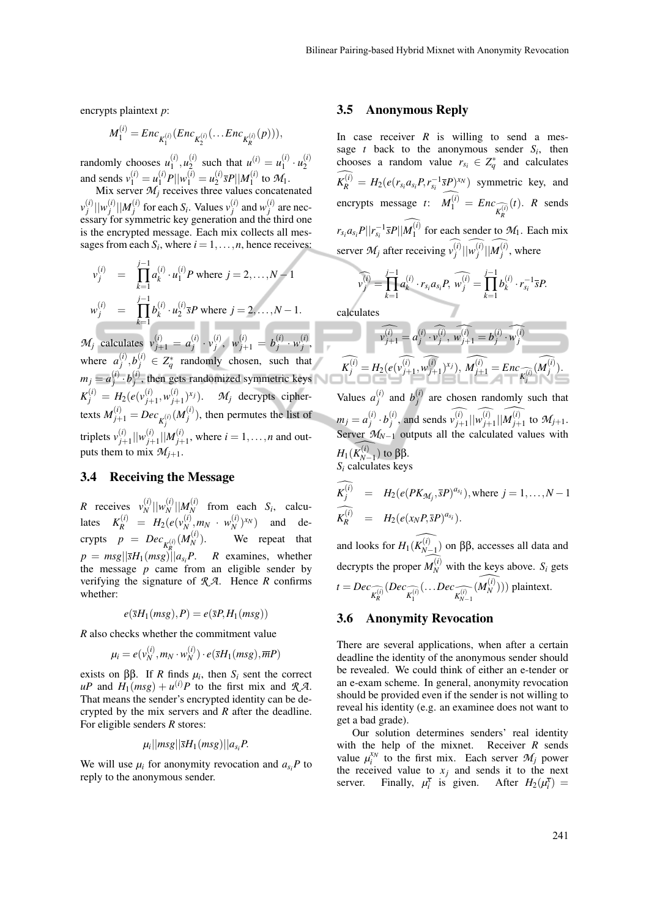encrypts plaintext $p$:

$$M_1^{(i)} = Enc_{K_1^{(i)}}(Enc_{K_2^{(i)}}(\dots Enc_{K_R^{(i)}}(p))),$$

randomly chooses $u_1^{(i)}, u_2^{(i)}$ such that $u^{(i)} = u_1^{(i)} \cdot u_2^{(i)}$ and sends $v_1^{(i)} = u_1^{(i)}P || w_1^{(i)} = u_2^{(i)}\overline{s}P || M_1^{(i)}$ to $\mathcal{M}_1$.

Mix server $\mathcal{M}_j$ receives three values concatenated $v_j^{(i)}||w_j^{(i)}||M_j^{(i)}$ for each $S_i$. Values $v_j^{(i)}$ and $w_j^{(i)}$ are necessary for symmetric key generation and the third one is the encrypted message. Each mix collects all messages from each $S_i$, where $i = 1, \dots, n$, hence receives:

$$v_j^{(i)} = \prod_{k=1}^{j-1} a_k^{(i)} \cdot u_1^{(i)} P \text{ where } j = 2, \dots, N-1$$

$$w_j^{(i)} = \prod_{k=1}^{j-1} b_k^{(i)} \cdot u_2^{(i)} \overline{s}P \text{ where } j = 2, \dots, N-1.$$

$\mathcal{M}_j$ calculates $v_{j+1}^{(i)} = a_j^{(i)} \cdot v_j^{(i)}$, $w_{j+1}^{(i)} = b_j^{(i)} \cdot w_j^{(i)}$, where $a_j^{(i)}, b_j^{(i)} \in Z_q^*$ randomly chosen, such that $m_j = a_j^{(i)} \cdot b_j^{(i)}$, then gets randomized symmetric keys $K_j^{(i)} = H_2(e(v_{j+1}^{(i)}, w_{j+1}^{(i)})^{x_j})$. $\mathcal{M}_j$ decrypts ciphertexts $M_{j+1}^{(i)} = Dec_{K_j^{(i)}}(M_j^{(i)})$, then permutes the list of triplets $v_{j+1}^{(i)}||w_{j+1}^{(i)}||M_{j+1}^{(i)}$, where $i = 1, \dots, n$ and outputs them to mix $\mathcal{M}_{j+1}$.

### 3.4 Receiving the Message

$R$ receives $v_N^{(i)}||w_N^{(i)}||M_N^{(i)}$ from each $S_i$, calculates $K_R^{(i)} = H_2(e(v_N^{(i)}, m_N \cdot w_N^{(i)})^{x_N})$ and decrypts $p = Dec_{K_R^{(i)}}(M_N^{(i)})$. We repeat that $p = msg||\overline{s}H_1(msg)||a_{s_i}P$. $R$ examines, whether the message $p$ came from an eligible sender by verifying the signature of $\mathcal{RA}$. Hence $R$ confirms whether:

$$e(\overline{s}H_1(msg), P) = e(\overline{s}P, H_1(msg))$$

$R$ also checks whether the commitment value

$$\mu_i = e(v_N^{(i)}, m_N \cdot w_N^{(i)}) \cdot e(\overline{s}H_1(msg), \overline{m}P)$$

exists on ββ. If $R$ finds $\mu_i$, then $S_i$ sent the correct $uP$ and $H_1(msg) + u^{(i)}P$ to the first mix and $\mathcal{RA}$. That means the sender's encrypted identity can be decrypted by the mix servers and $R$ after the deadline. For eligible senders $R$ stores:

$$\mu_i||msg||\overline{s}H_1(msg)||a_{s_i}P.$$

We will use $\mu_i$ for anonymity revocation and $a_{s_i}P$ to reply to the anonymous sender.

### 3.5 Anonymous Reply

In case receiver $R$ is willing to send a message $t$ back to the anonymous sender $S_i$, then chooses a random value $r_{s_i} \in Z_q^*$ and calculates $\widehat{K_R^{(i)}} = H_2(e(r_{s_i}a_{s_i}P, r_{s_i}^{-1}\overline{s}P)^{x_N})$ symmetric key, and encrypts message $t$: $\widehat{M_1^{(i)}} = Enc_{\widehat{K_R^{(i)}}}(t)$. $R$ sends $r_{s_i}a_{s_i}P||r_{s_i}^{-1}\overline{s}P||\widehat{M_1^{(i)}}$ for each sender to $\mathcal{M}_1$. Each mix server $\mathcal{M}_j$ after receiving $\widehat{v_j^{(i)}}||\widehat{w_j^{(i)}}||\widehat{M_j^{(i)}}$, where

$$\widehat{v_j^{(i)}} = \prod_{k=1}^{j-1} a_k^{(i)} \cdot r_{s_i}a_{s_i}P, \ \widehat{w_j^{(i)}} = \prod_{k=1}^{j-1} b_k^{(i)} \cdot r_{s_i}^{-1}\overline{s}P.$$

calculates

$$\widehat{v_{j+1}^{(i)}} = a_j^{(i)} \cdot \widehat{v_j^{(i)}}, \ \widehat{w_{j+1}^{(i)}} = b_j^{(i)} \cdot \widehat{w_j^{(i)}}$$

$$\widehat{K_j^{(i)}} = H_2(e(\widehat{v_{j+1}^{(i)}}, \widehat{w_{j+1}^{(i)}})^{x_j}), \ \widehat{M_{j+1}^{(i)}} = Enc_{\widehat{K_j^{(i)}}}(\widehat{M_j^{(i)}}).$$

Values $a_j^{(i)}$ and $b_j^{(i)}$ are chosen randomly such that $m_j = a_j^{(i)} \cdot b_j^{(i)}$, and sends $\widehat{v_{j+1}^{(i)}}||\widehat{w_{j+1}^{(i)}}||\widehat{M_{j+1}^{(i)}}$ to $\mathcal{M}_{j+1}$. Server $\mathcal{M}_{N-1}$ outputs all the calculated values with $H_1(\widehat{K_{N-1}^{(i)}})$ to ββ.
$S_i$ calculates keys

$$\widehat{K_j^{(i)}} = H_2(e(PK_{\mathcal{M}_j}, \overline{s}P)^{a_{s_i}}), \text{where } j = 1, \dots, N-1$$

$$\widehat{K_R^{(i)}} = H_2(e(x_N P, \overline{s}P)^{a_{s_i}}).$$

and looks for $H_1(\widehat{K_{N-1}^{(i)}})$ on ββ, accesses all data and decrypts the proper $\widehat{M_N^{(i)}}$ with the keys above. $S_i$ gets $t = Dec_{\widehat{K_R^{(i)}}}(Dec_{\widehat{K_1^{(i)}}}(\dots Dec_{\widehat{K_{N-1}^{(i)}}}(\widehat{M_N^{(i)}})))$ plaintext.

### 3.6 Anonymity Revocation

There are several applications, when after a certain deadline the identity of the anonymous sender should be revealed. We could think of either an e-tender or an e-exam scheme. In general, anonymity revocation should be provided even if the sender is not willing to reveal his identity (e.g. an examinee does not want to get a bad grade).

Our solution determines senders' real identity with the help of the mixnet. Receiver $R$ sends value $\mu_i^{x_N}$ to the first mix. Each server $\mathcal{M}_j$ power the received value to $x_j$ and sends it to the next server. Finally, $\mu_i^{\overline{x}}$ is given. After $H_2(\mu_i^{\overline{x}}) =$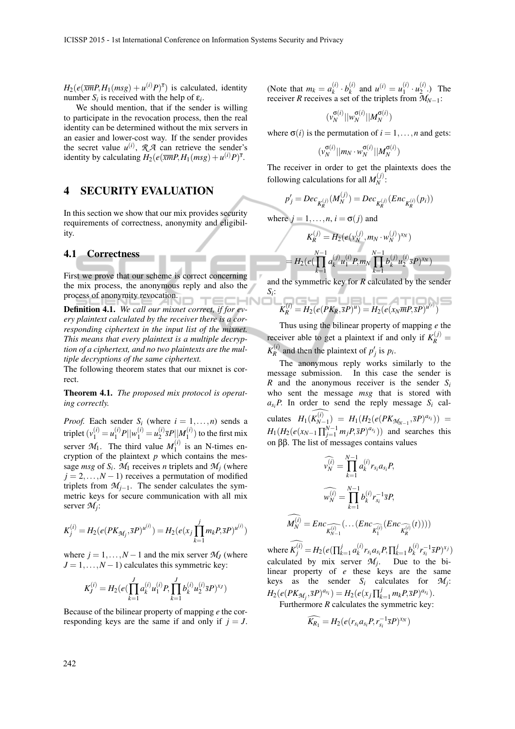$H_2(e(\overline{xm}P, H_1(msg) + u^{(i)}P)^{\overline{s}})$ is calculated, identity number $S_i$ is received with the help of $\varepsilon_i$.

We should mention, that if the sender is willing to participate in the revocation process, then the real identity can be determined without the mix servers in an easier and lower-cost way. If the sender provides the secret value $u^{(i)}$, $\mathcal{RA}$ can retrieve the sender's identity by calculating $H_2(e(\overline{xm}P, H_1(msg) + u^{(i)}P)^{\overline{s}}$.

## 4 SECURITY EVALUATION

In this section we show that our mix provides security requirements of correctness, anonymity and eligibility.

### 4.1 Correctness

First we prove that our scheme is correct concerning the mix process, the anonymous reply and also the process of anonymity revocation.

**Definition 4.1.** *We call our mixnet correct, if for every plaintext calculated by the receiver there is a corresponding ciphertext in the input list of the mixnet. This means that every plaintext is a multiple decryption of a ciphertext, and no two plaintexts are the multiple decryptions of the same ciphertext.*

The following theorem states that our mixnet is correct.

**Theorem 4.1.** *The proposed mix protocol is operating correctly.*

*Proof.* Each sender $S_i$ (where $i = 1, \ldots, n$) sends a triplet $(v_1^{(i)} = u_1^{(i)}P || w_1^{(i)} = u_2^{(i)}\overline{s}P || M_1^{(i)})$ to the first mix server $\mathcal{M}_1$. The third value $M_1^{(i)}$ is an N-times encryption of the plaintext $p$ which contains the message $msg$ of $S_i$. $\mathcal{M}_1$ receives $n$ triplets and $\mathcal{M}_j$ (where $j = 2, \ldots, N-1$) receives a permutation of modified triplets from $\mathcal{M}_{j-1}$. The sender calculates the symmetric keys for secure communication with all mix server $\mathcal{M}_j$:

$$K_j^{(i)} = H_2(e(PK_{\mathcal{M}_j}, \overline{s}P)^{u^{(i)}}) = H_2(e(x_j \prod_{k=1}^{j} m_k P, \overline{s}P)^{u^{(i)}})$$

where $j = 1, \ldots, N-1$ and the mix server $\mathcal{M}_J$ (where $J = 1, \ldots, N-1$) calculates this symmetric key:

$$K_J^{(i)} = H_2(e(\prod_{k=1}^{J} a_k^{(i)} u_1^{(i)} P, \prod_{k=1}^{J} b_k^{(i)} u_2^{(i)} \overline{s}P)^{x_J})$$

Because of the bilinear property of mapping $e$ the corresponding keys are the same if and only if $j = J$. (Note that $m_k = a_k^{(i)} \cdot b_k^{(i)}$ and $u^{(i)} = u_1^{(i)} \cdot u_2^{(i)}$.) The receiver $R$ receives a set of the triplets from $\mathcal{M}_{N-1}$:

$$(v_N^{\sigma(i)} || w_N^{\sigma(i)} || M_N^{\sigma(i)})$$

where $\sigma(i)$ is the permutation of $i = 1, \ldots, n$ and gets:

$$(v_N^{\sigma(i)} || m_N \cdot w_N^{\sigma(i)} || M_N^{\sigma(i)})$$

The receiver in order to get the plaintexts does the following calculations for all $M_N^{(j)}$:

$$p'_j = Dec_{K_R^{(j)}}(M_N^{(j)}) = Dec_{K_R^{(j)}}(Enc_{K_R^{(i)}}(p_i))$$

where $j = 1, \ldots, n$, $i = \sigma(j)$ and

$$K_R^{(j)} = H_2(e(v_N^{(j)}, m_N \cdot w_N^{(j)})^{x_N})$$

$$= H_2(e(\prod_{k=1}^{N-1} a_k^{(j)} u_1^{(i)} P, m_N \prod_{k=1}^{N-1} b_k^{(j)} u_2^{(i)} \overline{s}P)^{x_N})$$

and the symmetric key for $R$ calculated by the sender $S_i$:

$$K_R^{(i)} = H_2(e(PK_R, \overline{s}P)^{u}) = H_2(e(x_N \overline{m}P, \overline{s}P)^{u^{(i)}})$$

Thus using the bilinear property of mapping $e$ the receiver able to get a plaintext if and only if $K_R^{(j)} = K_R^{(i)}$ and then the plaintext of $p'_j$ is $p_i$.

The anonymous reply works similarly to the message submission. In this case the sender is $R$ and the anonymous receiver is the sender $S_i$ who sent the message $msg$ that is stored with $a_{s_i}P$. In order to send the reply message $S_i$ calculates $H_1(\widehat{K_{N-1}^{(i)}}) = H_1(H_2(e(PK_{\mathcal{M}_{N-1}}, \overline{s}P)^{a_{s_i}})) = H_1(H_2(e(x_{N-1} \prod_{j=1}^{N-1} m_j P, \overline{s}P)^{a_{s_i}}))$ and searches this on $\beta\beta$. The list of messages contains values

$$\widehat{v_N^{(i)}} = \prod_{k=1}^{N-1} a_k^{(i)} r_{s_i} a_{s_i} P,$$

$$\widehat{w_N^{(i)}} = \prod_{k=1}^{N-1} b_k^{(i)} r_{s_i}^{-1} \overline{s}P,$$

$$\widehat{M_N^{(i)}} = Enc_{\widehat{K_{N-1}^{(i)}}}(\ldots(Enc_{\widehat{K_1^{(i)}}}(Enc_{\widehat{K_R^{(i)}}}(t))))$$

where $\widehat{K_j^{(i)}} = H_2(e(\prod_{k=1}^{j} a_k^{(i)} r_{s_i} a_{s_i} P, \prod_{k=1}^{j} b_k^{(i)} r_{s_i}^{-1} \overline{s}P)^{x_j})$ calculated by mix server $\mathcal{M}_j$. Due to the bilinear property of $e$ these keys are the same keys as the sender $S_i$ calculates for $\mathcal{M}_j$: $H_2(e(PK_{\mathcal{M}_j}, \overline{s}P)^{a_{s_i}}) = H_2(e(x_j \prod_{k=1}^{j} m_k P, \overline{s}P)^{a_{s_i}})$.

Furthermore $R$ calculates the symmetric key:

$$\widehat{K_{R_1}} = H_2(e(r_{s_i} a_{s_i} P, r_{s_i}^{-1} \overline{s}P)^{x_N})$$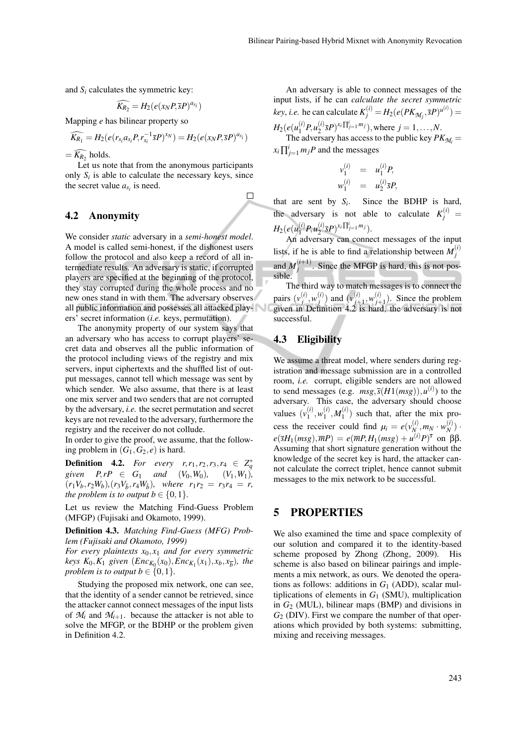and $S_i$ calculates the symmetric key:

$$\widehat{K_{R_2}} = H_2(e(x_N P, \overline{s}P)^{a_{s_i}})$$

Mapping $e$ has bilinear property so

$$\widehat{K_{R_1}} = H_2(e(r_{s_i} a_{s_i} P, r_{s_i}^{-1} \overline{s}P)^{x_N}) = H_2(e(x_N P, \overline{s}P)^{a_{s_i}})$$

$= \widehat{K_{R_2}}$ holds.

Let us note that from the anonymous participants only $S_i$ is able to calculate the necessary keys, since the secret value $a_{s_i}$ is need.

□

## 4.2 Anonymity

We consider *static* adversary in a *semi-honest model*. A model is called semi-honest, if the dishonest users follow the protocol and also keep a record of all intermediate results. An adversary is static, if corrupted players are specified at the beginning of the protocol, they stay corrupted during the whole process and no new ones stand in with them. The adversary observes all public information and possesses all attacked players' secret information (*i.e.* keys, permutation).

The anonymity property of our system says that an adversary who has access to corrupt players' secret data and observes all the public information of the protocol including views of the registry and mix servers, input ciphertexts and the shuffled list of output messages, cannot tell which message was sent by which sender. We also assume, that there is at least one mix server and two senders that are not corrupted by the adversary, *i.e.* the secret permutation and secret keys are not revealed to the adversary, furthermore the registry and the receiver do not collude.

In order to give the proof, we assume, that the following problem in $(G_1, G_2, e)$ is hard.

**Definition 4.2.** *For every $r, r_1, r_2, r_3, r_4 \in Z_q^*$ given $P, rP \in G_1$ and $(V_0, W_0)$, $(V_1, W_1)$, $(r_1 V_b, r_2 W_b), (r_3 V_{\overline{b}}, r_4 W_{\overline{b}})$, where $r_1 r_2 = r_3 r_4 = r$, the problem is to output $b \in \{0,1\}$.*

Let us review the Matching Find-Guess Problem (MFGP) (Fujisaki and Okamoto, 1999).

**Definition 4.3.** *Matching Find-Guess (MFG) Problem (Fujisaki and Okamoto, 1999)*
*For every plaintexts $x_0, x_1$ and for every symmetric keys $K_0, K_1$ given $(Enc_{K_0}(x_0), Enc_{K_1}(x_1), x_b, x_{\overline{b}})$, the problem is to output $b \in \{0,1\}$.*

Studying the proposed mix network, one can see, that the identity of a sender cannot be retrieved, since the attacker cannot connect messages of the input lists of $\mathcal{M}_i$ and $\mathcal{M}_{i+1}$. because the attacker is not able to solve the MFGP, or the BDHP or the problem given in Definition 4.2.

An adversary is able to connect messages of the input lists, if he can *calculate the secret symmetric key*, *i.e.* he can calculate $K_j^{(i)} = H_2(e(PK_{\mathcal{M}_j}, \overline{s}P)^{u^{(i)}}) = H_2(e(u_1^{(i)} P, u_2^{(i)} \overline{s}P)^{x_i \prod_{j=1}^{i} m_j})$, where $j = 1, \ldots, N$.

The adversary has access to the public key $PK_{\mathcal{M}_i} = x_i \prod_{j=1}^{i} m_j P$ and the messages

$$\begin{aligned} v_1^{(i)} &= u_1^{(i)} P, \\ w_1^{(i)} &= u_2^{(i)} \overline{s}P, \end{aligned}$$

that are sent by $S_i$. Since the BDHP is hard, the adversary is not able to calculate $K_j^{(i)} = H_2(e(u_1^{(i)} P, u_2^{(i)} \overline{s}P)^{x_i \prod_{j=1}^{i} m_j})$.

An adversary can connect messages of the input lists, if he is able to find a relationship between $M_j^{(i)}$ and $M_j^{(i+1)}$. Since the MFGP is hard, this is not possible.

The third way to match messages is to connect the pairs $(v_j^{(i)}, w_j^{(i)})$ and $(v_{j+1}^{(i)}, w_{j+1}^{(i)})$. Since the problem given in Definition 4.2 is hard, the adversary is not successful.

## 4.3 Eligibility

We assume a threat model, where senders during registration and message submission are in a controlled room, *i.e.* corrupt, eligible senders are not allowed to send messages (e.g. $msg, \overline{s}(H1(msg)), u^{(i)}$) to the adversary. This case, the adversary should choose values $(v_1^{(i)}, w_1^{(i)}, M_1^{(i)})$ such that, after the mix process the receiver could find $\mu_i = e(v_N^{(i)}, m_N \cdot w_N^{(i)}) \cdot e(\overline{s}H_1(msg), \overline{m}P) = e(\overline{m}P, H_1(msg) + u^{(i)}P)^{\overline{s}}$ on ββ. Assuming that short signature generation without the knowledge of the secret key is hard, the attacker cannot calculate the correct triplet, hence cannot submit messages to the mix network to be successful.

# 5 PROPERTIES

We also examined the time and space complexity of our solution and compared it to the identity-based scheme proposed by Zhong (Zhong, 2009). His scheme is also based on bilinear pairings and implements a mix network, as ours. We denoted the operations as follows: additions in $G_1$ (ADD), scalar multiplications of elements in $G_1$ (SMU), multiplication in $G_2$ (MUL), bilinear maps (BMP) and divisions in $G_2$ (DIV). First we compare the number of that operations which provided by both systems: submitting, mixing and receiving messages.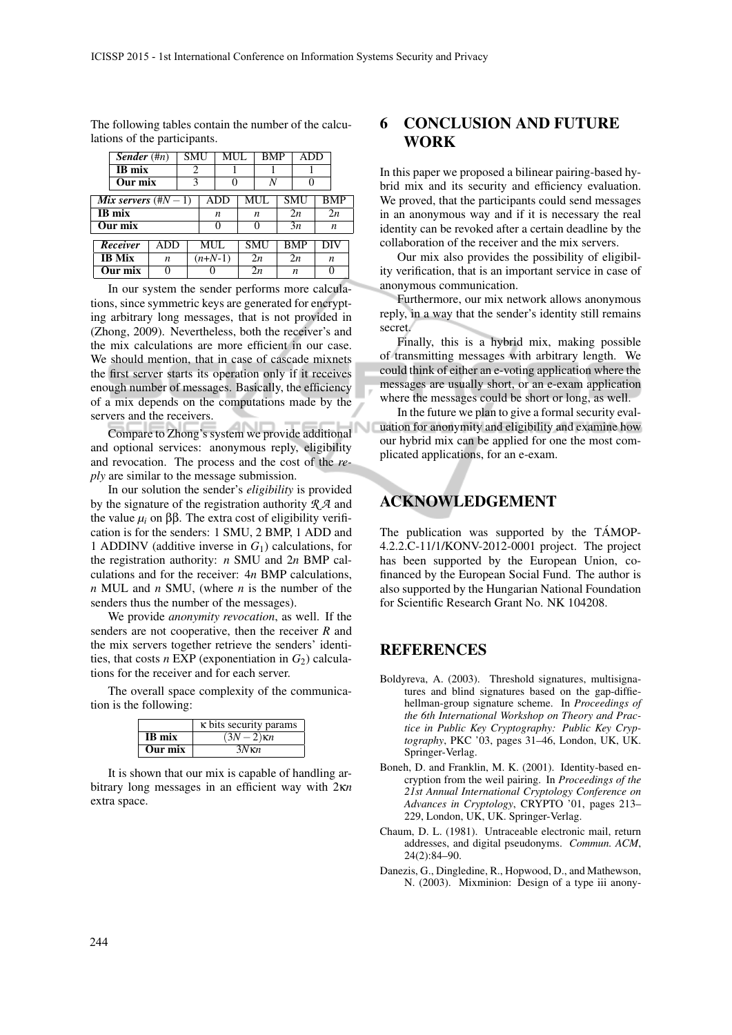The following tables contain the number of the calculations of the participants.

| *Sender* (#$n$) | SMU | MUL | BMP | ADD |
|---|---|---|---|---|
| **IB mix** | 2 | 1 | 1 | 1 |
| **Our mix** | 3 | 0 | $N$ | 0 |

| *Mix servers* (#$N-1$) | ADD | MUL | SMU | BMP |
|---|---|---|---|---|
| **IB mix** | $n$ | $n$ | $2n$ | $2n$ |
| **Our mix** | 0 | 0 | $3n$ | $n$ |

| *Receiver* | ADD | MUL | SMU | BMP | DIV |
|---|---|---|---|---|---|
| **IB Mix** | $n$ | $(n+N-1)$ | $2n$ | $2n$ | $n$ |
| **Our mix** | 0 | 0 | $2n$ | $n$ | 0 |

In our system the sender performs more calculations, since symmetric keys are generated for encrypting arbitrary long messages, that is not provided in (Zhong, 2009). Nevertheless, both the receiver's and the mix calculations are more efficient in our case. We should mention, that in case of cascade mixnets the first server starts its operation only if it receives enough number of messages. Basically, the efficiency of a mix depends on the computations made by the servers and the receivers.

Compare to Zhong's system we provide additional and optional services: anonymous reply, eligibility and revocation. The process and the cost of the *reply* are similar to the message submission.

In our solution the sender's *eligibility* is provided by the signature of the registration authority $\mathcal{RA}$ and the value $\mu_i$ on ββ. The extra cost of eligibility verification is for the senders: 1 SMU, 2 BMP, 1 ADD and 1 ADDINV (additive inverse in $G_1$) calculations, for the registration authority: $n$ SMU and $2n$ BMP calculations and for the receiver: $4n$ BMP calculations, $n$ MUL and $n$ SMU, (where $n$ is the number of the senders thus the number of the messages).

We provide *anonymity revocation*, as well. If the senders are not cooperative, then the receiver $R$ and the mix servers together retrieve the senders' identities, that costs $n$ EXP (exponentiation in $G_2$) calculations for the receiver and for each server.

The overall space complexity of the communication is the following:

| | κ bits security params |
|---|---|
| **IB mix** | $(3N-2)\kappa n$ |
| **Our mix** | $3N\kappa n$ |

It is shown that our mix is capable of handling arbitrary long messages in an efficient way with $2\kappa n$ extra space.

## 6 CONCLUSION AND FUTURE WORK

In this paper we proposed a bilinear pairing-based hybrid mix and its security and efficiency evaluation. We proved, that the participants could send messages in an anonymous way and if it is necessary the real identity can be revoked after a certain deadline by the collaboration of the receiver and the mix servers.

Our mix also provides the possibility of eligibility verification, that is an important service in case of anonymous communication.

Furthermore, our mix network allows anonymous reply, in a way that the sender's identity still remains secret.

Finally, this is a hybrid mix, making possible of transmitting messages with arbitrary length. We could think of either an e-voting application where the messages are usually short, or an e-exam application where the messages could be short or long, as well.

In the future we plan to give a formal security evaluation for anonymity and eligibility and examine how our hybrid mix can be applied for one the most complicated applications, for an e-exam.

## ACKNOWLEDGEMENT

The publication was supported by the TÁMOP-4.2.2.C-11/1/KONV-2012-0001 project. The project has been supported by the European Union, co-financed by the European Social Fund. The author is also supported by the Hungarian National Foundation for Scientific Research Grant No. NK 104208.

## REFERENCES

Boldyreva, A. (2003). Threshold signatures, multisignatures and blind signatures based on the gap-diffie-hellman-group signature scheme. In *Proceedings of the 6th International Workshop on Theory and Practice in Public Key Cryptography: Public Key Cryptography*, PKC '03, pages 31–46, London, UK, UK. Springer-Verlag.

Boneh, D. and Franklin, M. K. (2001). Identity-based encryption from the weil pairing. In *Proceedings of the 21st Annual International Cryptology Conference on Advances in Cryptology*, CRYPTO '01, pages 213–229, London, UK, UK. Springer-Verlag.

Chaum, D. L. (1981). Untraceable electronic mail, return addresses, and digital pseudonyms. *Commun. ACM*, 24(2):84–90.

Danezis, G., Dingledine, R., Hopwood, D., and Mathewson, N. (2003). Mixminion: Design of a type iii anony-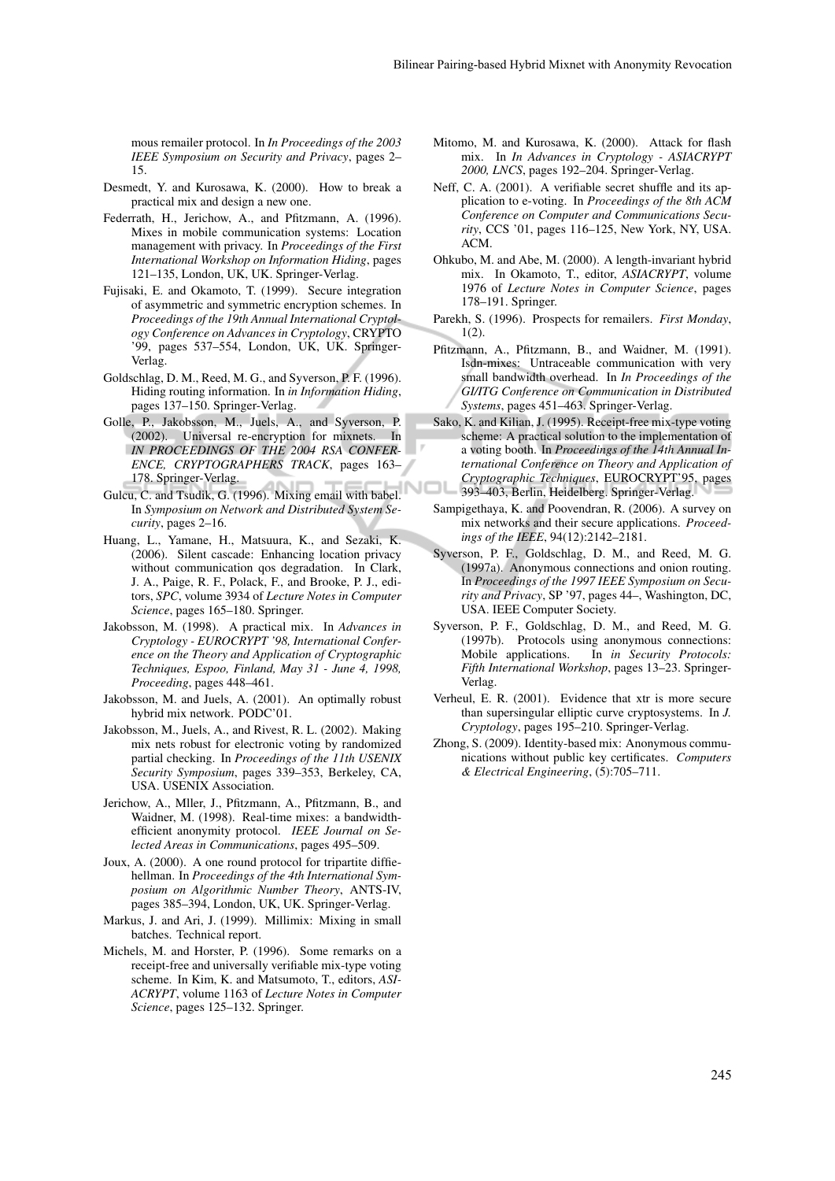mous remailer protocol. In *In Proceedings of the 2003 IEEE Symposium on Security and Privacy*, pages 2–15.

Desmedt, Y. and Kurosawa, K. (2000). How to break a practical mix and design a new one.

Federrath, H., Jerichow, A., and Pfitzmann, A. (1996). Mixes in mobile communication systems: Location management with privacy. In *Proceedings of the First International Workshop on Information Hiding*, pages 121–135, London, UK, UK. Springer-Verlag.

Fujisaki, E. and Okamoto, T. (1999). Secure integration of asymmetric and symmetric encryption schemes. In *Proceedings of the 19th Annual International Cryptology Conference on Advances in Cryptology*, CRYPTO '99, pages 537–554, London, UK, UK. Springer-Verlag.

Goldschlag, D. M., Reed, M. G., and Syverson, P. F. (1996). Hiding routing information. In *in Information Hiding*, pages 137–150. Springer-Verlag.

Golle, P., Jakobsson, M., Juels, A., and Syverson, P. (2002). Universal re-encryption for mixnets. In *IN PROCEEDINGS OF THE 2004 RSA CONFERENCE, CRYPTOGRAPHERS TRACK*, pages 163–178. Springer-Verlag.

Gulcu, C. and Tsudik, G. (1996). Mixing email with babel. In *Symposium on Network and Distributed System Security*, pages 2–16.

Huang, L., Yamane, H., Matsuura, K., and Sezaki, K. (2006). Silent cascade: Enhancing location privacy without communication qos degradation. In Clark, J. A., Paige, R. F., Polack, F., and Brooke, P. J., editors, *SPC*, volume 3934 of *Lecture Notes in Computer Science*, pages 165–180. Springer.

Jakobsson, M. (1998). A practical mix. In *Advances in Cryptology - EUROCRYPT '98, International Conference on the Theory and Application of Cryptographic Techniques, Espoo, Finland, May 31 - June 4, 1998, Proceeding*, pages 448–461.

Jakobsson, M. and Juels, A. (2001). An optimally robust hybrid mix network. PODC'01.

Jakobsson, M., Juels, A., and Rivest, R. L. (2002). Making mix nets robust for electronic voting by randomized partial checking. In *Proceedings of the 11th USENIX Security Symposium*, pages 339–353, Berkeley, CA, USA. USENIX Association.

Jerichow, A., Mller, J., Pfitzmann, A., Pfitzmann, B., and Waidner, M. (1998). Real-time mixes: a bandwidth-efficient anonymity protocol. *IEEE Journal on Selected Areas in Communications*, pages 495–509.

Joux, A. (2000). A one round protocol for tripartite diffie-hellman. In *Proceedings of the 4th International Symposium on Algorithmic Number Theory*, ANTS-IV, pages 385–394, London, UK, UK. Springer-Verlag.

Markus, J. and Ari, J. (1999). Millimix: Mixing in small batches. Technical report.

Michels, M. and Horster, P. (1996). Some remarks on a receipt-free and universally verifiable mix-type voting scheme. In Kim, K. and Matsumoto, T., editors, *ASIACRYPT*, volume 1163 of *Lecture Notes in Computer Science*, pages 125–132. Springer.

Mitomo, M. and Kurosawa, K. (2000). Attack for flash mix. In *In Advances in Cryptology - ASIACRYPT 2000, LNCS*, pages 192–204. Springer-Verlag.

Neff, C. A. (2001). A verifiable secret shuffle and its application to e-voting. In *Proceedings of the 8th ACM Conference on Computer and Communications Security*, CCS '01, pages 116–125, New York, NY, USA. ACM.

Ohkubo, M. and Abe, M. (2000). A length-invariant hybrid mix. In Okamoto, T., editor, *ASIACRYPT*, volume 1976 of *Lecture Notes in Computer Science*, pages 178–191. Springer.

Parekh, S. (1996). Prospects for remailers. *First Monday*, 1(2).

Pfitzmann, A., Pfitzmann, B., and Waidner, M. (1991). Isdn-mixes: Untraceable communication with very small bandwidth overhead. In *In Proceedings of the GI/ITG Conference on Communication in Distributed Systems*, pages 451–463. Springer-Verlag.

Sako, K. and Kilian, J. (1995). Receipt-free mix-type voting scheme: A practical solution to the implementation of a voting booth. In *Proceedings of the 14th Annual International Conference on Theory and Application of Cryptographic Techniques*, EUROCRYPT'95, pages 393–403, Berlin, Heidelberg. Springer-Verlag.

Sampigethaya, K. and Poovendran, R. (2006). A survey on mix networks and their secure applications. *Proceedings of the IEEE*, 94(12):2142–2181.

Syverson, P. F., Goldschlag, D. M., and Reed, M. G. (1997a). Anonymous connections and onion routing. In *Proceedings of the 1997 IEEE Symposium on Security and Privacy*, SP '97, pages 44–, Washington, DC, USA. IEEE Computer Society.

Syverson, P. F., Goldschlag, D. M., and Reed, M. G. (1997b). Protocols using anonymous connections: Mobile applications. In *in Security Protocols: Fifth International Workshop*, pages 13–23. Springer-Verlag.

Verheul, E. R. (2001). Evidence that xtr is more secure than supersingular elliptic curve cryptosystems. In *J. Cryptology*, pages 195–210. Springer-Verlag.

Zhong, S. (2009). Identity-based mix: Anonymous communications without public key certificates. *Computers & Electrical Engineering*, (5):705–711.